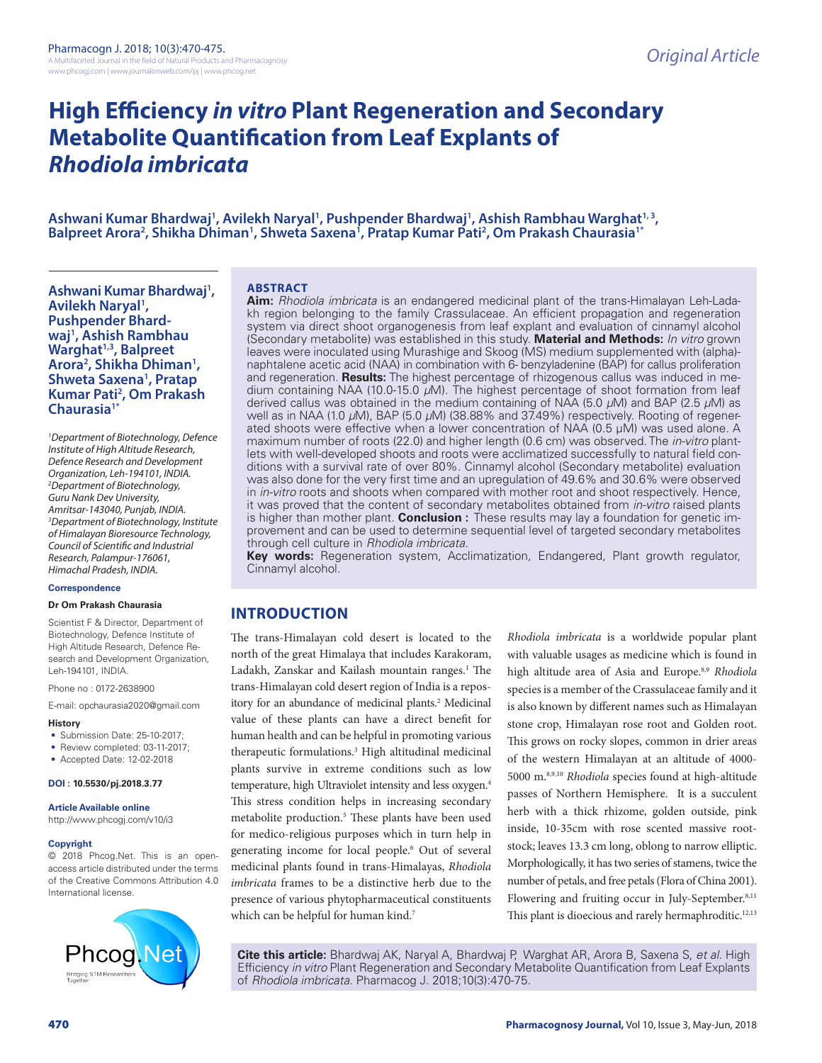Original Article

# High Efficiency *in vitro* Plant Regeneration and Secondary Metabolite Quantification from Leaf Explants of *Rhodiola imbricata*

**Ashwani Kumar Bhardwaj[1], Avilekh Naryal[1], Pushpender Bhardwaj[1], Ashish Rambhau Warghat[1,3], Balpreet Arora[2], Shikha Dhiman[1], Shweta Saxena[1], Pratap Kumar Pati[2], Om Prakash Chaurasia[1*]**

[1]*Department of Biotechnology, Defence Institute of High Altitude Research, Defence Research and Development Organization, Leh-194101, INDIA.*
[2]*Department of Biotechnology, Guru Nank Dev University, Amritsar-143040, Punjab, INDIA.*
[3]*Department of Biotechnology, Institute of Himalayan Bioresource Technology, Council of Scientific and Industrial Research, Palampur-176061, Himachal Pradesh, INDIA.*

**Correspondence**

**Dr Om Prakash Chaurasia**

Scientist F & Director, Department of Biotechnology, Defence Institute of High Altitude Research, Defence Research and Development Organization, Leh-194101, INDIA.

Phone no : 0172-2638900

E-mail: opchaurasia2020@gmail.com

**History**
- Submission Date: 25-10-2017;
- Review completed: 03-11-2017;
- Accepted Date: 12-02-2018

**DOI : 10.5530/pj.2018.3.77**

**Article Available online**
http://www.phcogj.com/v10/i3

**Copyright**
© 2018 Phcog.Net. This is an open-access article distributed under the terms of the Creative Commons Attribution 4.0 International license.

## ABSTRACT

**Aim:** *Rhodiola imbricata* is an endangered medicinal plant of the trans-Himalayan Leh-Ladakh region belonging to the family Crassulaceae. An efficient propagation and regeneration system via direct shoot organogenesis from leaf explant and evaluation of cinnamyl alcohol (Secondary metabolite) was established in this study. **Material and Methods:** *In vitro* grown leaves were inoculated using Murashige and Skoog (MS) medium supplemented with (alpha)-naphtalene acetic acid (NAA) in combination with 6- benzyladenine (BAP) for callus proliferation and regeneration. **Results:** The highest percentage of rhizogenous callus was induced in medium containing NAA (10.0-15.0 $\mu$M). The highest percentage of shoot formation from leaf derived callus was obtained in the medium containing of NAA (5.0 $\mu$M) and BAP (2.5 $\mu$M) as well as in NAA (1.0 $\mu$M), BAP (5.0 $\mu$M) (38.88% and 37.49%) respectively. Rooting of regenerated shoots were effective when a lower concentration of NAA (0.5 μM) was used alone. A maximum number of roots (22.0) and higher length (0.6 cm) was observed. The *in-vitro* plantlets with well-developed shoots and roots were acclimatized successfully to natural field conditions with a survival rate of over 80%. Cinnamyl alcohol (Secondary metabolite) evaluation was also done for the very first time and an upregulation of 49.6% and 30.6% were observed in *in-vitro* roots and shoots when compared with mother root and shoot respectively. Hence, it was proved that the content of secondary metabolites obtained from *in-vitro* raised plants is higher than mother plant. **Conclusion :** These results may lay a foundation for genetic improvement and can be used to determine sequential level of targeted secondary metabolites through cell culture in *Rhodiola imbricata*.

**Key words:** Regeneration system, Acclimatization, Endangered, Plant growth regulator, Cinnamyl alcohol.

## INTRODUCTION

The trans-Himalayan cold desert is located to the north of the great Himalaya that includes Karakoram, Ladakh, Zanskar and Kailash mountain ranges.[1] The trans-Himalayan cold desert region of India is a repository for an abundance of medicinal plants.[2] Medicinal value of these plants can have a direct benefit for human health and can be helpful in promoting various therapeutic formulations.[3] High altitudinal medicinal plants survive in extreme conditions such as low temperature, high Ultraviolet intensity and less oxygen.[4] This stress condition helps in increasing secondary metabolite production.[5] These plants have been used for medico-religious purposes which in turn help in generating income for local people.[6] Out of several medicinal plants found in trans-Himalayas, *Rhodiola imbricata* frames to be a distinctive herb due to the presence of various phytopharmaceutical constituents which can be helpful for human kind.[7]

*Rhodiola imbricata* is a worldwide popular plant with valuable usages as medicine which is found in high altitude area of Asia and Europe.[8,9] *Rhodiola* species is a member of the Crassulaceae family and it is also known by different names such as Himalayan stone crop, Himalayan rose root and Golden root. This grows on rocky slopes, common in drier areas of the western Himalayan at an altitude of 4000-5000 m.[8,9,10] *Rhodiola* species found at high-altitude passes of Northern Hemisphere. It is a succulent herb with a thick rhizome, golden outside, pink inside, 10-35cm with rose scented massive rootstock; leaves 13.3 cm long, oblong to narrow elliptic. Morphologically, it has two series of stamens, twice the number of petals, and free petals (Flora of China 2001). Flowering and fruiting occur in July-September.[8,11] This plant is dioecious and rarely hermaphroditic.[12,13]

**Cite this article:** Bhardwaj AK, Naryal A, Bhardwaj P, Warghat AR, Arora B, Saxena S, *et al*. High Efficiency *in vitro* Plant Regeneration and Secondary Metabolite Quantification from Leaf Explants of *Rhodiola imbricata*. Pharmacog J. 2018;10(3):470-75.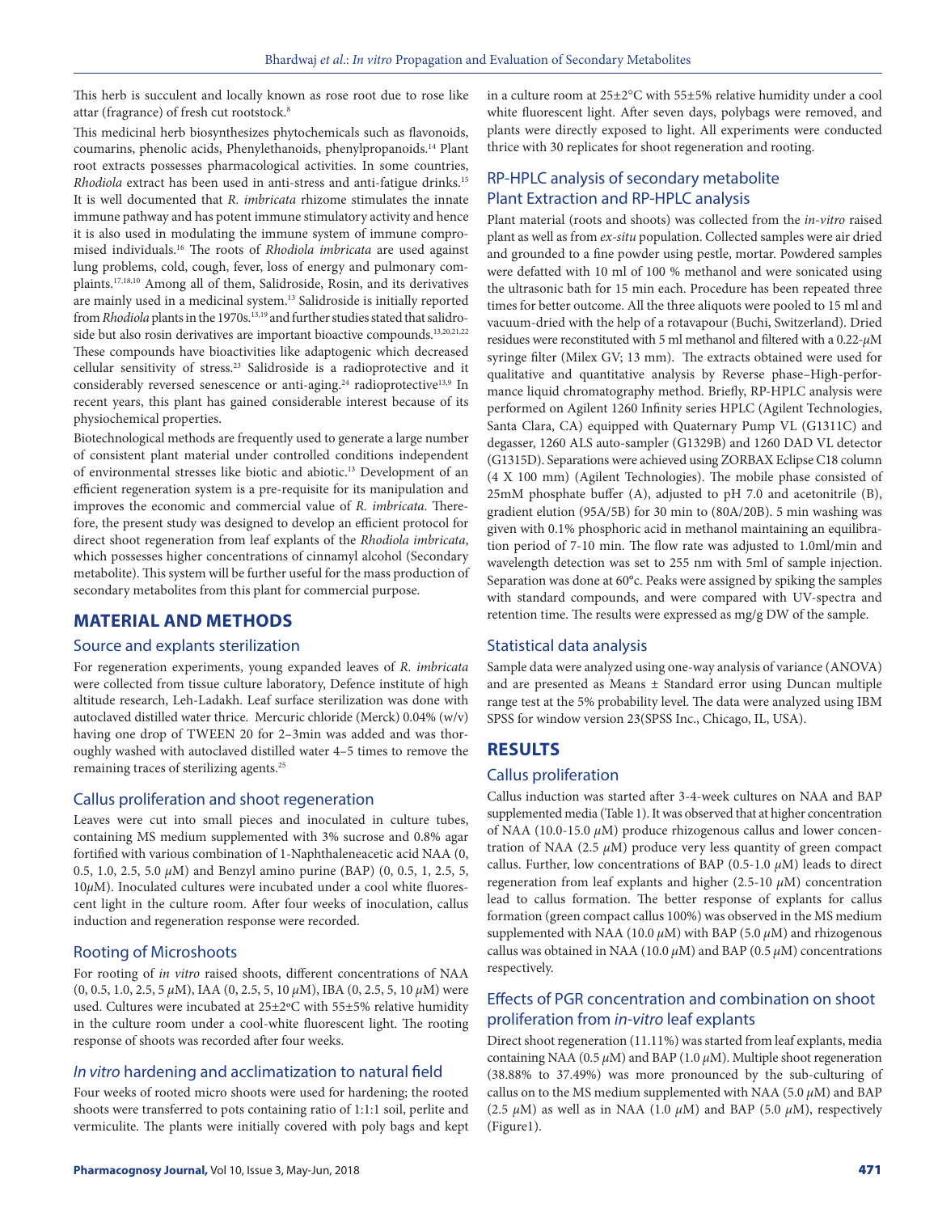This herb is succulent and locally known as rose root due to rose like attar (fragrance) of fresh cut rootstock.[8]

This medicinal herb biosynthesizes phytochemicals such as flavonoids, coumarins, phenolic acids, Phenylethanoids, phenylpropanoids.[14] Plant root extracts possesses pharmacological activities. In some countries, *Rhodiola* extract has been used in anti-stress and anti-fatigue drinks.[15] It is well documented that *R. imbricata* rhizome stimulates the innate immune pathway and has potent immune stimulatory activity and hence it is also used in modulating the immune system of immune compromised individuals.[16] The roots of *Rhodiola imbricata* are used against lung problems, cold, cough, fever, loss of energy and pulmonary complaints.[17,18,10] Among all of them, Salidroside, Rosin, and its derivatives are mainly used in a medicinal system.[13] Salidroside is initially reported from *Rhodiola* plants in the 1970s.[13,19] and further studies stated that salidroside but also rosin derivatives are important bioactive compounds.[13,20,21,22] These compounds have bioactivities like adaptogenic which decreased cellular sensitivity of stress.[23] Salidroside is a radioprotective and it considerably reversed senescence or anti-aging.[24] radioprotective[13,9] In recent years, this plant has gained considerable interest because of its physiochemical properties.

Biotechnological methods are frequently used to generate a large number of consistent plant material under controlled conditions independent of environmental stresses like biotic and abiotic.[13] Development of an efficient regeneration system is a pre-requisite for its manipulation and improves the economic and commercial value of *R. imbricata*. Therefore, the present study was designed to develop an efficient protocol for direct shoot regeneration from leaf explants of the *Rhodiola imbricata*, which possesses higher concentrations of cinnamyl alcohol (Secondary metabolite). This system will be further useful for the mass production of secondary metabolites from this plant for commercial purpose.

## MATERIAL AND METHODS

### Source and explants sterilization

For regeneration experiments, young expanded leaves of *R. imbricata* were collected from tissue culture laboratory, Defence institute of high altitude research, Leh-Ladakh. Leaf surface sterilization was done with autoclaved distilled water thrice. Mercuric chloride (Merck) 0.04% (w/v) having one drop of TWEEN 20 for 2–3min was added and was thoroughly washed with autoclaved distilled water 4–5 times to remove the remaining traces of sterilizing agents.[25]

### Callus proliferation and shoot regeneration

Leaves were cut into small pieces and inoculated in culture tubes, containing MS medium supplemented with 3% sucrose and 0.8% agar fortified with various combination of 1-Naphthaleneacetic acid NAA (0, 0.5, 1.0, 2.5, 5.0 $\mu$M) and Benzyl amino purine (BAP) (0, 0.5, 1, 2.5, 5, 10$\mu$M). Inoculated cultures were incubated under a cool white fluorescent light in the culture room. After four weeks of inoculation, callus induction and regeneration response were recorded.

### Rooting of Microshoots

For rooting of *in vitro* raised shoots, different concentrations of NAA (0, 0.5, 1.0, 2.5, 5 $\mu$M), IAA (0, 2.5, 5, 10 $\mu$M), IBA (0, 2.5, 5, 10 $\mu$M) were used. Cultures were incubated at 25±2ºC with 55±5% relative humidity in the culture room under a cool-white fluorescent light. The rooting response of shoots was recorded after four weeks.

### *In vitro* hardening and acclimatization to natural field

Four weeks of rooted micro shoots were used for hardening; the rooted shoots were transferred to pots containing ratio of 1:1:1 soil, perlite and vermiculite. The plants were initially covered with poly bags and kept in a culture room at 25±2°C with 55±5% relative humidity under a cool white fluorescent light. After seven days, polybags were removed, and plants were directly exposed to light. All experiments were conducted thrice with 30 replicates for shoot regeneration and rooting.

### RP-HPLC analysis of secondary metabolite Plant Extraction and RP-HPLC analysis

Plant material (roots and shoots) was collected from the *in-vitro* raised plant as well as from *ex-situ* population. Collected samples were air dried and grounded to a fine powder using pestle, mortar. Powdered samples were defatted with 10 ml of 100 % methanol and were sonicated using the ultrasonic bath for 15 min each. Procedure has been repeated three times for better outcome. All the three aliquots were pooled to 15 ml and vacuum-dried with the help of a rotavapour (Buchi, Switzerland). Dried residues were reconstituted with 5 ml methanol and filtered with a 0.22-$\mu$M syringe filter (Milex GV; 13 mm). The extracts obtained were used for qualitative and quantitative analysis by Reverse phase–High-performance liquid chromatography method. Briefly, RP-HPLC analysis were performed on Agilent 1260 Infinity series HPLC (Agilent Technologies, Santa Clara, CA) equipped with Quaternary Pump VL (G1311C) and degasser, 1260 ALS auto-sampler (G1329B) and 1260 DAD VL detector (G1315D). Separations were achieved using ZORBAX Eclipse C18 column (4 X 100 mm) (Agilent Technologies). The mobile phase consisted of 25mM phosphate buffer (A), adjusted to pH 7.0 and acetonitrile (B), gradient elution (95A/5B) for 30 min to (80A/20B). 5 min washing was given with 0.1% phosphoric acid in methanol maintaining an equilibration period of 7-10 min. The flow rate was adjusted to 1.0ml/min and wavelength detection was set to 255 nm with 5ml of sample injection. Separation was done at 60°c. Peaks were assigned by spiking the samples with standard compounds, and were compared with UV-spectra and retention time. The results were expressed as mg/g DW of the sample.

### Statistical data analysis

Sample data were analyzed using one-way analysis of variance (ANOVA) and are presented as Means ± Standard error using Duncan multiple range test at the 5% probability level. The data were analyzed using IBM SPSS for window version 23(SPSS Inc., Chicago, IL, USA).

## RESULTS

### Callus proliferation

Callus induction was started after 3-4-week cultures on NAA and BAP supplemented media (Table 1). It was observed that at higher concentration of NAA (10.0-15.0 $\mu$M) produce rhizogenous callus and lower concentration of NAA (2.5 $\mu$M) produce very less quantity of green compact callus. Further, low concentrations of BAP (0.5-1.0 $\mu$M) leads to direct regeneration from leaf explants and higher (2.5-10 $\mu$M) concentration lead to callus formation. The better response of explants for callus formation (green compact callus 100%) was observed in the MS medium supplemented with NAA (10.0 $\mu$M) with BAP (5.0 $\mu$M) and rhizogenous callus was obtained in NAA (10.0 $\mu$M) and BAP (0.5 $\mu$M) concentrations respectively.

### Effects of PGR concentration and combination on shoot proliferation from *in-vitro* leaf explants

Direct shoot regeneration (11.11%) was started from leaf explants, media containing NAA (0.5 $\mu$M) and BAP (1.0 $\mu$M). Multiple shoot regeneration (38.88% to 37.49%) was more pronounced by the sub-culturing of callus on to the MS medium supplemented with NAA (5.0 $\mu$M) and BAP (2.5 $\mu$M) as well as in NAA (1.0 $\mu$M) and BAP (5.0 $\mu$M), respectively (Figure1).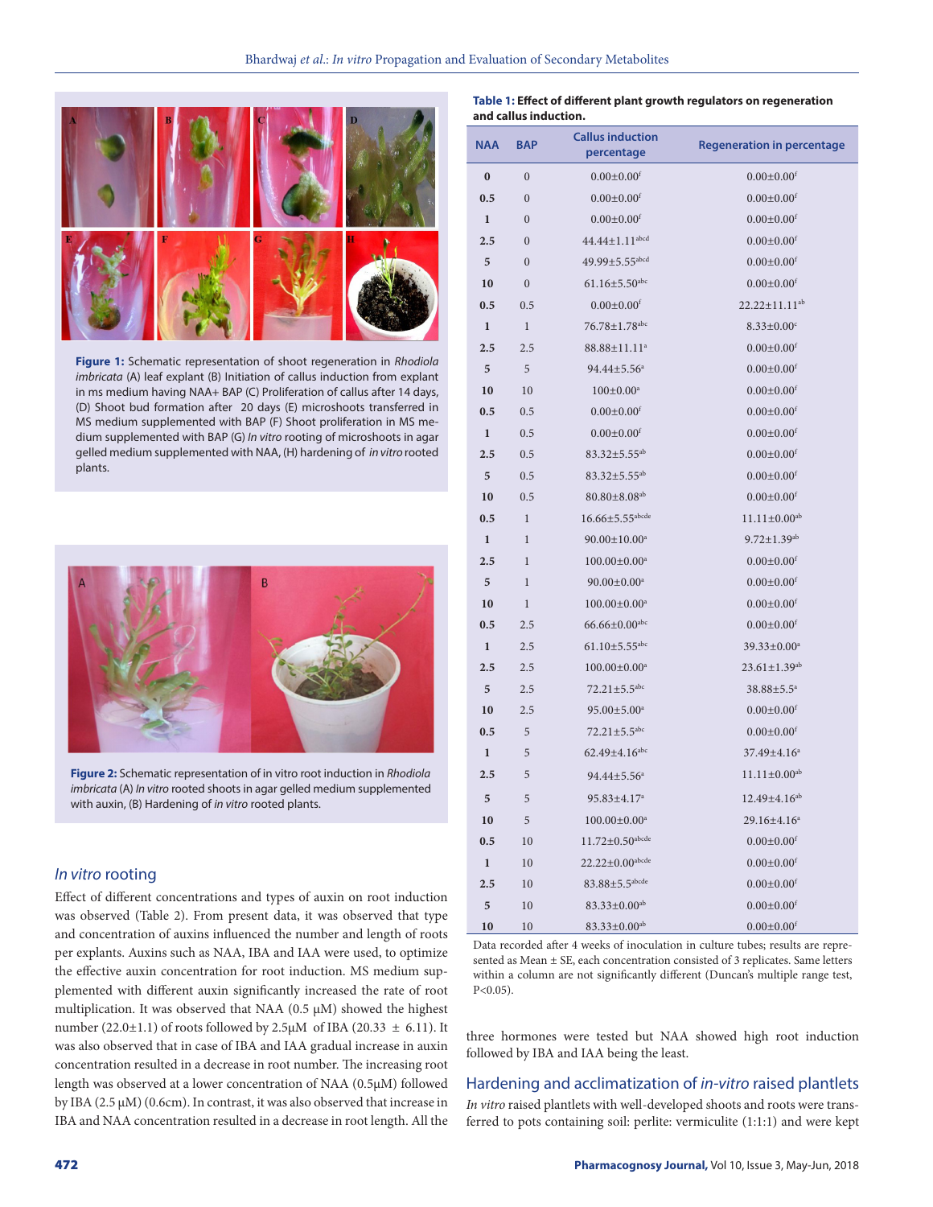Figure 1: Schematic representation of shoot regeneration in *Rhodiola imbricata* (A) leaf explant (B) Initiation of callus induction from explant in ms medium having NAA+ BAP (C) Proliferation of callus after 14 days, (D) Shoot bud formation after 20 days (E) microshoots transferred in MS medium supplemented with BAP (F) Shoot proliferation in MS medium supplemented with BAP (G) *In vitro* rooting of microshoots in agar gelled medium supplemented with NAA, (H) hardening of *in vitro* rooted plants.

Figure 2: Schematic representation of in vitro root induction in *Rhodiola imbricata* (A) *In vitro* rooted shoots in agar gelled medium supplemented with auxin, (B) Hardening of *in vitro* rooted plants.

## *In vitro* rooting

Effect of different concentrations and types of auxin on root induction was observed (Table 2). From present data, it was observed that type and concentration of auxins influenced the number and length of roots per explants. Auxins such as NAA, IBA and IAA were used, to optimize the effective auxin concentration for root induction. MS medium supplemented with different auxin significantly increased the rate of root multiplication. It was observed that NAA (0.5 μM) showed the highest number (22.0±1.1) of roots followed by 2.5μM of IBA (20.33 ± 6.11). It was also observed that in case of IBA and IAA gradual increase in auxin concentration resulted in a decrease in root number. The increasing root length was observed at a lower concentration of NAA (0.5μM) followed by IBA (2.5 μM) (0.6cm). In contrast, it was also observed that increase in IBA and NAA concentration resulted in a decrease in root length. All the three hormones were tested but NAA showed high root induction followed by IBA and IAA being the least.

**Table 1: Effect of different plant growth regulators on regeneration and callus induction.**

| NAA | BAP | Callus induction percentage | Regeneration in percentage |
|---|---|---|---|
| 0 | 0 | 0.00±0.00[f] | 0.00±0.00[f] |
| 0.5 | 0 | 0.00±0.00[f] | 0.00±0.00[f] |
| 1 | 0 | 0.00±0.00[f] | 0.00±0.00[f] |
| 2.5 | 0 | 44.44±1.11[abcd] | 0.00±0.00[f] |
| 5 | 0 | 49.99±5.55[abcd] | 0.00±0.00[f] |
| 10 | 0 | 61.16±5.50[abc] | 0.00±0.00[f] |
| 0.5 | 0.5 | 0.00±0.00[f] | 22.22±11.11[ab] |
| 1 | 1 | 76.78±1.78[abc] | 8.33±0.00[c] |
| 2.5 | 2.5 | 88.88±11.11[a] | 0.00±0.00[f] |
| 5 | 5 | 94.44±5.56[a] | 0.00±0.00[f] |
| 10 | 10 | 100±0.00[a] | 0.00±0.00[f] |
| 0.5 | 0.5 | 0.00±0.00[f] | 0.00±0.00[f] |
| 1 | 0.5 | 0.00±0.00[f] | 0.00±0.00[f] |
| 2.5 | 0.5 | 83.32±5.55[ab] | 0.00±0.00[f] |
| 5 | 0.5 | 83.32±5.55[ab] | 0.00±0.00[f] |
| 10 | 0.5 | 80.80±8.08[ab] | 0.00±0.00[f] |
| 0.5 | 1 | 16.66±5.55[abcde] | 11.11±0.00[ab] |
| 1 | 1 | 90.00±10.00[a] | 9.72±1.39[ab] |
| 2.5 | 1 | 100.00±0.00[a] | 0.00±0.00[f] |
| 5 | 1 | 90.00±0.00[a] | 0.00±0.00[f] |
| 10 | 1 | 100.00±0.00[a] | 0.00±0.00[f] |
| 0.5 | 2.5 | 66.66±0.00[abc] | 0.00±0.00[f] |
| 1 | 2.5 | 61.10±5.55[abc] | 39.33±0.00[a] |
| 2.5 | 2.5 | 100.00±0.00[a] | 23.61±1.39[ab] |
| 5 | 2.5 | 72.21±5.5[abc] | 38.88±5.5[a] |
| 10 | 2.5 | 95.00±5.00[a] | 0.00±0.00[f] |
| 0.5 | 5 | 72.21±5.5[abc] | 0.00±0.00[f] |
| 1 | 5 | 62.49±4.16[abc] | 37.49±4.16[a] |
| 2.5 | 5 | 94.44±5.56[a] | 11.11±0.00[ab] |
| 5 | 5 | 95.83±4.17[a] | 12.49±4.16[ab] |
| 10 | 5 | 100.00±0.00[a] | 29.16±4.16[a] |
| 0.5 | 10 | 11.72±0.50[abcde] | 0.00±0.00[f] |
| 1 | 10 | 22.22±0.00[abcde] | 0.00±0.00[f] |
| 2.5 | 10 | 83.88±5.5[abcde] | 0.00±0.00[f] |
| 5 | 10 | 83.33±0.00[ab] | 0.00±0.00[f] |
| 10 | 10 | 83.33±0.00[ab] | 0.00±0.00[f] |

Data recorded after 4 weeks of inoculation in culture tubes; results are represented as Mean ± SE, each concentration consisted of 3 replicates. Same letters within a column are not significantly different (Duncan's multiple range test, P<0.05).

## Hardening and acclimatization of *in-vitro* raised plantlets

*In vitro* raised plantlets with well-developed shoots and roots were transferred to pots containing soil: perlite: vermiculite (1:1:1) and were kept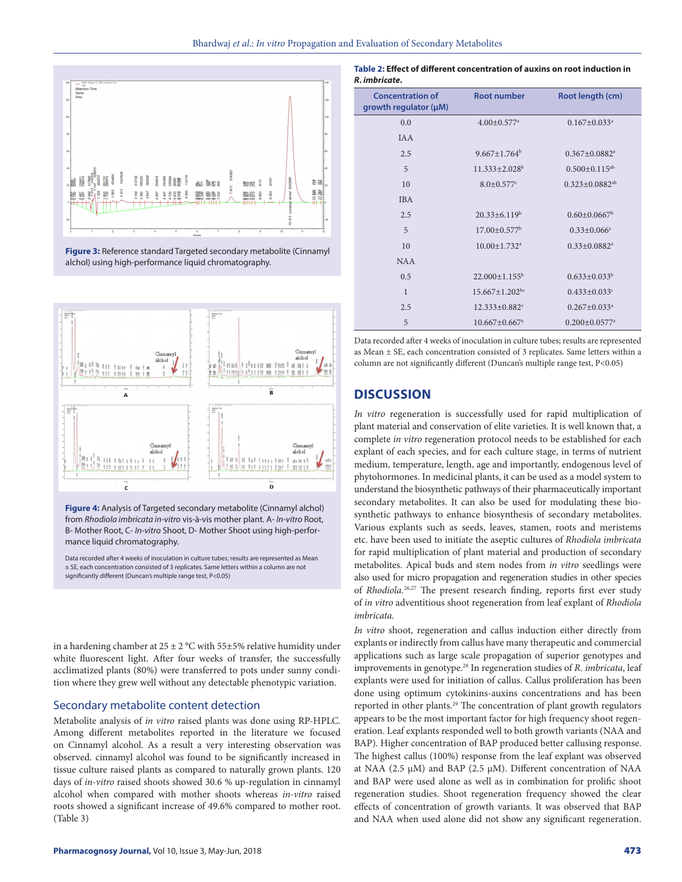Figure 3: Reference standard Targeted secondary metabolite (Cinnamyl alchol) using high-performance liquid chromatography.

Figure 4: Analysis of Targeted secondary metabolite (Cinnamyl alchol) from *Rhodiola imbricata in-vitro* vis-à-vis mother plant. A- *In-vitro* Root, B- Mother Root, C- *In-vitro* Shoot, D- Mother Shoot using high-performance liquid chromatography.

Data recorded after 4 weeks of inoculation in culture tubes; results are represented as Mean ± SE, each concentration consisted of 3 replicates. Same letters within a column are not significantly different (Duncan's multiple range test, P<0.05)

in a hardening chamber at 25 ± 2 °C with 55±5% relative humidity under white fluorescent light. After four weeks of transfer, the successfully acclimatized plants (80%) were transferred to pots under sunny condition where they grew well without any detectable phenotypic variation.

## Secondary metabolite content detection

Metabolite analysis of *in vitro* raised plants was done using RP-HPLC. Among different metabolites reported in the literature we focused on Cinnamyl alcohol. As a result a very interesting observation was observed. cinnamyl alcohol was found to be significantly increased in tissue culture raised plants as compared to naturally grown plants. 120 days of *in-vitro* raised shoots showed 30.6 % up-regulation in cinnamyl alcohol when compared with mother shoots whereas *in-vitro* raised roots showed a significant increase of 49.6% compared to mother root. (Table 3)

**Table 2: Effect of different concentration of auxins on root induction in *R. imbricate*.**

| Concentration of growth regulator (μM) | Root number | Root length (cm) |
|---|---|---|
| 0.0 | 4.00±0.577[a] | 0.167±0.033[a] |
| IAA | | |
| 2.5 | 9.667±1.764[b] | 0.367±0.0882[a] |
| 5 | 11.333±2.028[b] | 0.500±0.115[ab] |
| 10 | 8.0±0.577[c] | 0.323±0.0882[ab] |
| IBA | | |
| 2.5 | 20.33±6.119[b] | 0.60±0.0667[b] |
| 5 | 17.00±0.577[b] | 0.33±0.066[a] |
| 10 | 10.00±1.732[a] | 0.33±0.0882[a] |
| NAA | | |
| 0.5 | 22.000±1.155[b] | 0.633±0.033[b] |
| 1 | 15.667±1.202[bc] | 0.433±0.033[c] |
| 2.5 | 12.333±0.882[c] | 0.267±0.033[a] |
| 5 | 10.667±0.667[a] | 0.200±0.0577[a] |

Data recorded after 4 weeks of inoculation in culture tubes; results are represented as Mean ± SE, each concentration consisted of 3 replicates. Same letters within a column are not significantly different (Duncan's multiple range test, P<0.05)

## DISCUSSION

*In vitro* regeneration is successfully used for rapid multiplication of plant material and conservation of elite varieties. It is well known that, a complete *in vitro* regeneration protocol needs to be established for each explant of each species, and for each culture stage, in terms of nutrient medium, temperature, length, age and importantly, endogenous level of phytohormones. In medicinal plants, it can be used as a model system to understand the biosynthetic pathways of their pharmaceutically important secondary metabolites. It can also be used for modulating these biosynthetic pathways to enhance biosynthesis of secondary metabolites. Various explants such as seeds, leaves, stamen, roots and meristems etc. have been used to initiate the aseptic cultures of *Rhodiola imbricata* for rapid multiplication of plant material and production of secondary metabolites. Apical buds and stem nodes from *in vitro* seedlings were also used for micro propagation and regeneration studies in other species of *Rhodiola*.[26,27] The present research finding, reports first ever study of *in vitro* adventitious shoot regeneration from leaf explant of *Rhodiola imbricata.*

*In vitro* shoot, regeneration and callus induction either directly from explants or indirectly from callus have many therapeutic and commercial applications such as large scale propagation of superior genotypes and improvements in genotype.[28] In regeneration studies of *R. imbricata*, leaf explants were used for initiation of callus. Callus proliferation has been done using optimum cytokinins-auxins concentrations and has been reported in other plants.[29] The concentration of plant growth regulators appears to be the most important factor for high frequency shoot regeneration. Leaf explants responded well to both growth variants (NAA and BAP). Higher concentration of BAP produced better callusing response. The highest callus (100%) response from the leaf explant was observed at NAA (2.5 μM) and BAP (2.5 μM). Different concentration of NAA and BAP were used alone as well as in combination for prolific shoot regeneration studies. Shoot regeneration frequency showed the clear effects of concentration of growth variants. It was observed that BAP and NAA when used alone did not show any significant regeneration.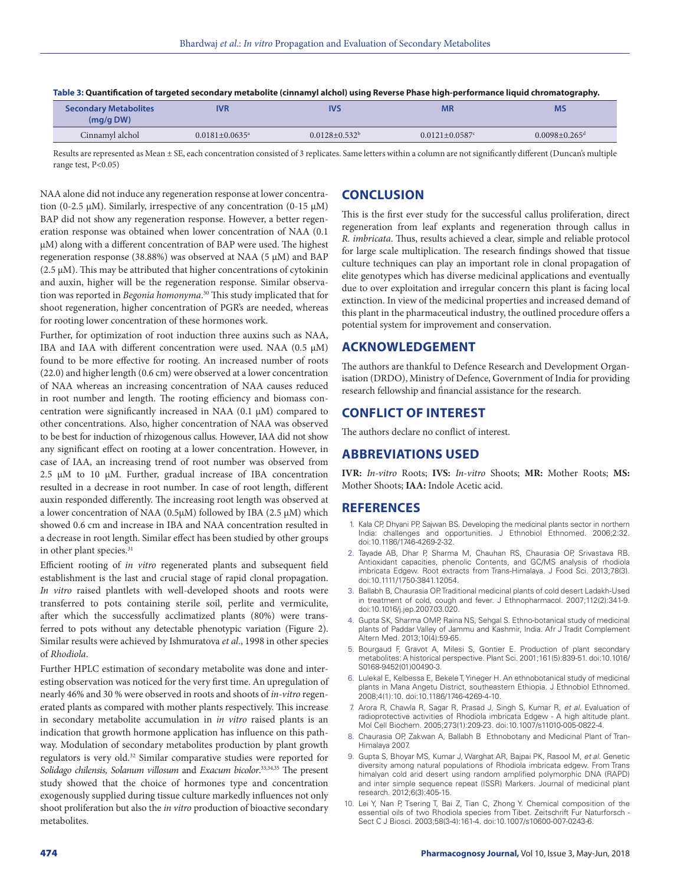**Table 3: Quantification of targeted secondary metabolite (cinnamyl alchol) using Reverse Phase high-performance liquid chromatography.**

| Secondary Metabolites (mg/g DW) | IVR | IVS | MR | MS |
|---|---|---|---|---|
| Cinnamyl alchol | 0.0181±0.0635[a] | 0.0128±0.532[b] | 0.0121±0.0587[c] | 0.0098±0.265[d] |

Results are represented as Mean ± SE, each concentration consisted of 3 replicates. Same letters within a column are not significantly different (Duncan's multiple range test, P<0.05)

NAA alone did not induce any regeneration response at lower concentration (0-2.5 µM). Similarly, irrespective of any concentration (0-15 µM) BAP did not show any regeneration response. However, a better regeneration response was obtained when lower concentration of NAA (0.1 µM) along with a different concentration of BAP were used. The highest regeneration response (38.88%) was observed at NAA (5 µM) and BAP (2.5 µM). This may be attributed that higher concentrations of cytokinin and auxin, higher will be the regeneration response. Similar observation was reported in *Begonia homonyma*.[30] This study implicated that for shoot regeneration, higher concentration of PGR's are needed, whereas for rooting lower concentration of these hormones work.

Further, for optimization of root induction three auxins such as NAA, IBA and IAA with different concentration were used. NAA (0.5 µM) found to be more effective for rooting. An increased number of roots (22.0) and higher length (0.6 cm) were observed at a lower concentration of NAA whereas an increasing concentration of NAA causes reduced in root number and length. The rooting efficiency and biomass concentration were significantly increased in NAA (0.1 µM) compared to other concentrations. Also, higher concentration of NAA was observed to be best for induction of rhizogenous callus. However, IAA did not show any significant effect on rooting at a lower concentration. However, in case of IAA, an increasing trend of root number was observed from 2.5 µM to 10 µM. Further, gradual increase of IBA concentration resulted in a decrease in root number. In case of root length, different auxin responded differently. The increasing root length was observed at a lower concentration of NAA (0.5µM) followed by IBA (2.5 µM) which showed 0.6 cm and increase in IBA and NAA concentration resulted in a decrease in root length. Similar effect has been studied by other groups in other plant species.[31]

Efficient rooting of *in vitro* regenerated plants and subsequent field establishment is the last and crucial stage of rapid clonal propagation. *In vitro* raised plantlets with well-developed shoots and roots were transferred to pots containing sterile soil, perlite and vermiculite, after which the successfully acclimatized plants (80%) were transferred to pots without any detectable phenotypic variation (Figure 2). Similar results were achieved by Ishmuratova *et al*., 1998 in other species of *Rhodiola*.

Further HPLC estimation of secondary metabolite was done and interesting observation was noticed for the very first time. An upregulation of nearly 46% and 30 % were observed in roots and shoots of *in-vitro* regenerated plants as compared with mother plants respectively. This increase in secondary metabolite accumulation in *in vitro* raised plants is an indication that growth hormone application has influence on this pathway. Modulation of secondary metabolites production by plant growth regulators is very old.[32] Similar comparative studies were reported for *Solidago chilensis, Solanum villosum* and *Exacum bicolor*.[33,34,35] The present study showed that the choice of hormones type and concentration exogenously supplied during tissue culture markedly influences not only shoot proliferation but also the *in vitro* production of bioactive secondary metabolites.

## CONCLUSION

This is the first ever study for the successful callus proliferation, direct regeneration from leaf explants and regeneration through callus in *R. imbricata*. Thus, results achieved a clear, simple and reliable protocol for large scale multiplication. The research findings showed that tissue culture techniques can play an important role in clonal propagation of elite genotypes which has diverse medicinal applications and eventually due to over exploitation and irregular concern this plant is facing local extinction. In view of the medicinal properties and increased demand of this plant in the pharmaceutical industry, the outlined procedure offers a potential system for improvement and conservation.

## ACKNOWLEDGEMENT

The authors are thankful to Defence Research and Development Organisation (DRDO), Ministry of Defence, Government of India for providing research fellowship and financial assistance for the research.

## CONFLICT OF INTEREST

The authors declare no conflict of interest.

## ABBREVIATIONS USED

**IVR:** *In-vitro* Roots; **IVS:** *In-vitro* Shoots; **MR:** Mother Roots; **MS:** Mother Shoots; **IAA:** Indole Acetic acid.

## REFERENCES

1. Kala CP, Dhyani PP, Sajwan BS. Developing the medicinal plants sector in northern India: challenges and opportunities. J Ethnobiol Ethnomed. 2006;2:32. doi:10.1186/1746-4269-2-32.
2. Tayade AB, Dhar P, Sharma M, Chauhan RS, Chaurasia OP, Srivastava RB. Antioxidant capacities, phenolic Contents, and GC/MS analysis of rhodiola imbricata Edgew. Root extracts from Trans-Himalaya. J Food Sci. 2013;78(3). doi:10.1111/1750-3841.12054.
3. Ballabh B, Chaurasia OP. Traditional medicinal plants of cold desert Ladakh-Used in treatment of cold, cough and fever. J Ethnopharmacol. 2007;112(2):341-9. doi:10.1016/j.jep.2007.03.020.
4. Gupta SK, Sharma OMP, Raina NS, Sehgal S. Ethno-botanical study of medicinal plants of Paddar Valley of Jammu and Kashmir, India. Afr J Tradit Complement Altern Med. 2013;10(4):59-65.
5. Bourgaud F, Gravot A, Milesi S, Gontier E. Production of plant secondary metabolites: A historical perspective. Plant Sci. 2001;161(5):839-51. doi:10.1016/S0168-9452(01)00490-3.
6. Lulekal E, Kelbessa E, Bekele T, Yineger H. An ethnobotanical study of medicinal plants in Mana Angetu District, southeastern Ethiopia. J Ethnobiol Ethnomed. 2008;4(1):10. doi:10.1186/1746-4269-4-10.
7. Arora R, Chawla R, Sagar R, Prasad J, Singh S, Kumar R, *et al*. Evaluation of radioprotective activities of Rhodiola imbricata Edgew - A high altitude plant. Mol Cell Biochem. 2005;273(1):209-23. doi:10.1007/s11010-005-0822-4.
8. Chaurasia OP, Zakwan A, Ballabh B Ethnobotany and Medicinal Plant of Tran-Himalaya 2007.
9. Gupta S, Bhoyar MS, Kumar J, Warghat AR, Bajpai PK, Rasool M, *et al*. Genetic diversity among natural populations of Rhodiola imbricata edgew. From Trans himalyan cold arid desert using random amplified polymorphic DNA (RAPD) and inter simple sequence repeat (ISSR) Markers. Journal of medicinal plant research. 2012;6(3):405-15.
10. Lei Y, Nan P, Tsering T, Bai Z, Tian C, Zhong Y. Chemical composition of the essential oils of two Rhodiola species from Tibet. Zeitschrift Fur Naturforsch - Sect C J Biosci. 2003;58(3-4):161-4. doi:10.1007/s10600-007-0243-6.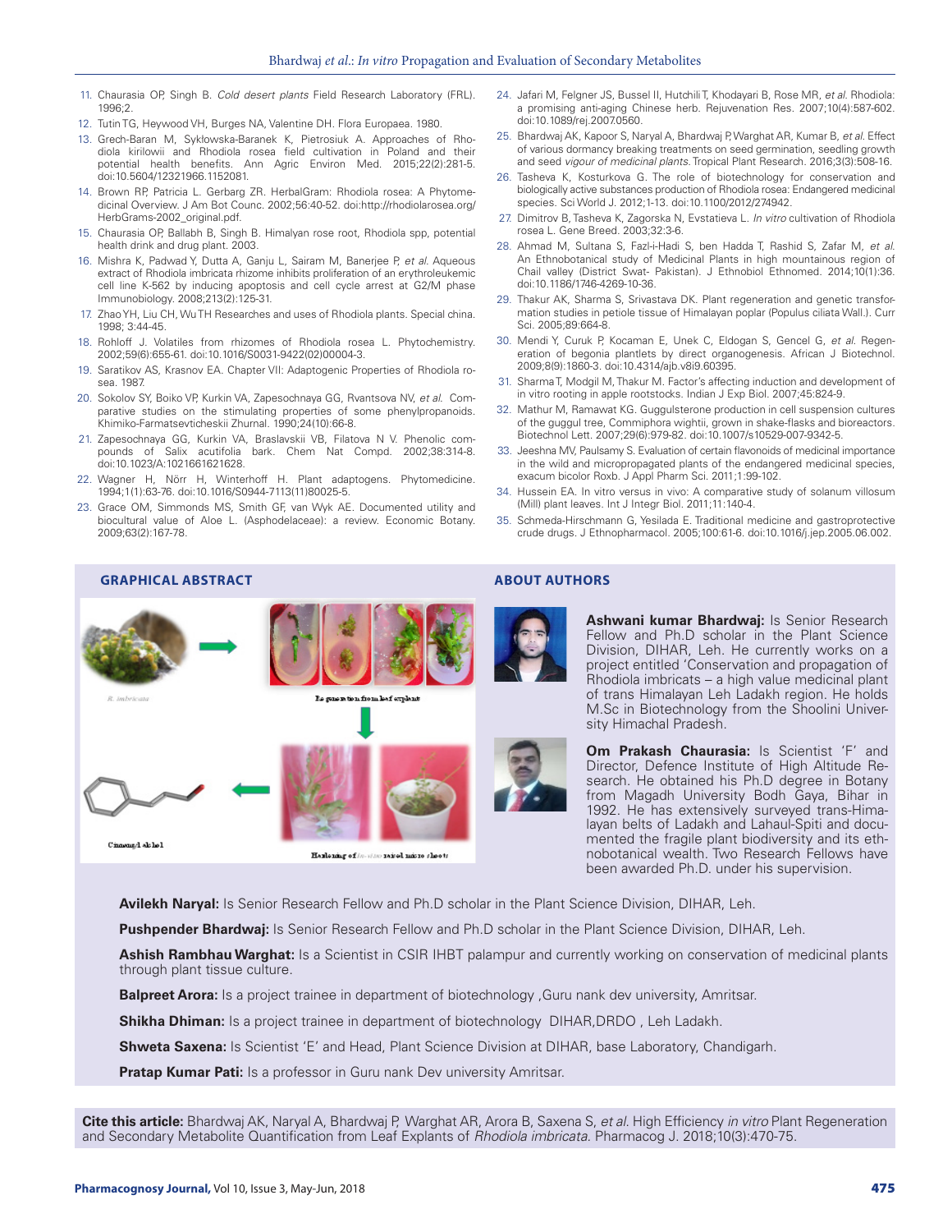11. Chaurasia OP, Singh B. *Cold desert plants* Field Research Laboratory (FRL). 1996;2.
12. Tutin TG, Heywood VH, Burges NA, Valentine DH. Flora Europaea. 1980.
13. Grech-Baran M, Syklowska-Baranek K, Pietrosiuk A. Approaches of Rhodiola kirilowii and Rhodiola rosea field cultivation in Poland and their potential health benefits. Ann Agric Environ Med. 2015;22(2):281-5. doi:10.5604/12321966.1152081.
14. Brown RP, Patricia L. Gerbarg ZR. HerbalGram: Rhodiola rosea: A Phytomedicinal Overview. J Am Bot Counc. 2002;56:40-52. doi:http://rhodiolarosea.org/HerbGrams-2002_original.pdf.
15. Chaurasia OP, Ballabh B, Singh B. Himalyan rose root, Rhodiola spp, potential health drink and drug plant. 2003.
16. Mishra K, Padwad Y, Dutta A, Ganju L, Sairam M, Banerjee P, *et al.* Aqueous extract of Rhodiola imbricata rhizome inhibits proliferation of an erythroleukemic cell line K-562 by inducing apoptosis and cell cycle arrest at G2/M phase Immunobiology. 2008;213(2):125-31.
17. Zhao YH, Liu CH, Wu TH Researches and uses of Rhodiola plants. Special china. 1998; 3:44-45.
18. Rohloff J. Volatiles from rhizomes of Rhodiola rosea L. Phytochemistry. 2002;59(6):655-61. doi:10.1016/S0031-9422(02)00004-3.
19. Saratikov AS, Krasnov EA. Chapter VII: Adaptogenic Properties of Rhodiola rosea. 1987.
20. Sokolov SY, Boiko VP, Kurkin VA, Zapesochnaya GG, Rvantsova NV, *et al.* Comparative studies on the stimulating properties of some phenylpropanoids. Khimiko-Farmatsevticheskii Zhurnal. 1990;24(10):66-8.
21. Zapesochnaya GG, Kurkin VA, Braslavskii VB, Filatova N V. Phenolic compounds of Salix acutifolia bark. Chem Nat Compd. 2002;38:314-8. doi:10.1023/A:1021661621628.
22. Wagner H, Nörr H, Winterhoff H. Plant adaptogens. Phytomedicine. 1994;1(1):63-76. doi:10.1016/S0944-7113(11)80025-5.
23. Grace OM, Simmonds MS, Smith GF, van Wyk AE. Documented utility and biocultural value of Aloe L. (Asphodelaceae): a review. Economic Botany. 2009;63(2):167-78.
24. Jafari M, Felgner JS, Bussel II, Hutchili T, Khodayari B, Rose MR, *et al.* Rhodiola: a promising anti-aging Chinese herb. Rejuvenation Res. 2007;10(4):587-602. doi:10.1089/rej.2007.0560.
25. Bhardwaj AK, Kapoor S, Naryal A, Bhardwaj P, Warghat AR, Kumar B, *et al.* Effect of various dormancy breaking treatments on seed germination, seedling growth and seed *vigour of medicinal plants.* Tropical Plant Research. 2016;3(3):508-16.
26. Tasheva K, Kosturkova G. The role of biotechnology for conservation and biologically active substances production of Rhodiola rosea: Endangered medicinal species. Sci World J. 2012;1-13. doi:10.1100/2012/274942.
27. Dimitrov B, Tasheva K, Zagorska N, Evstatieva L. *In vitro* cultivation of Rhodiola rosea L. Gene Breed. 2003;32:3-6.
28. Ahmad M, Sultana S, Fazl-i-Hadi S, ben Hadda T, Rashid S, Zafar M, *et al.* An Ethnobotanical study of Medicinal Plants in high mountainous region of Chail valley (District Swat- Pakistan). J Ethnobiol Ethnomed. 2014;10(1):36. doi:10.1186/1746-4269-10-36.
29. Thakur AK, Sharma S, Srivastava DK. Plant regeneration and genetic transformation studies in petiole tissue of Himalayan poplar (Populus ciliata Wall.). Curr Sci. 2005;89:664-8.
30. Mendi Y, Curuk P, Kocaman E, Unek C, Eldogan S, Gencel G, *et al.* Regeneration of begonia plantlets by direct organogenesis. African J Biotechnol. 2009;8(9):1860-3. doi:10.4314/ajb.v8i9.60395.
31. Sharma T, Modgil M, Thakur M. Factor's affecting induction and development of in vitro rooting in apple rootstocks. Indian J Exp Biol. 2007;45:824-9.
32. Mathur M, Ramawat KG. Guggulsterone production in cell suspension cultures of the guggul tree, Commiphora wightii, grown in shake-flasks and bioreactors. Biotechnol Lett. 2007;29(6):979-82. doi:10.1007/s10529-007-9342-5.
33. Jeeshna MV, Paulsamy S. Evaluation of certain flavonoids of medicinal importance in the wild and micropropagated plants of the endangered medicinal species, exacum bicolor Roxb. J Appl Pharm Sci. 2011;1:99-102.
34. Hussein EA. In vitro versus in vivo: A comparative study of solanum villosum (Mill) plant leaves. Int J Integr Biol. 2011;11:140-4.
35. Schmeda-Hirschmann G, Yesilada E. Traditional medicine and gastroprotective crude drugs. J Ethnopharmacol. 2005;100:61-6. doi:10.1016/j.jep.2005.06.002.

## GRAPHICAL ABSTRACT

R. imbricata

Regeneration from leaf explant

Cinnamyl alcohol

Hardening of in vitro raised micro shoots

## ABOUT AUTHORS

**Ashwani kumar Bhardwaj:** Is Senior Research Fellow and Ph.D scholar in the Plant Science Division, DIHAR, Leh. He currently works on a project entitled 'Conservation and propagation of Rhodiola imbricats – a high value medicinal plant of trans Himalayan Leh Ladakh region. He holds M.Sc in Biotechnology from the Shoolini University Himachal Pradesh.

**Om Prakash Chaurasia:** Is Scientist 'F' and Director, Defence Institute of High Altitude Research. He obtained his Ph.D degree in Botany from Magadh University Bodh Gaya, Bihar in 1992. He has extensively surveyed trans-Himalayan belts of Ladakh and Lahaul-Spiti and documented the fragile plant biodiversity and its ethnobotanical wealth. Two Research Fellows have been awarded Ph.D. under his supervision.

**Avilekh Naryal:** Is Senior Research Fellow and Ph.D scholar in the Plant Science Division, DIHAR, Leh.

**Pushpender Bhardwaj:** Is Senior Research Fellow and Ph.D scholar in the Plant Science Division, DIHAR, Leh.

**Ashish Rambhau Warghat:** Is a Scientist in CSIR IHBT palampur and currently working on conservation of medicinal plants through plant tissue culture.

**Balpreet Arora:** Is a project trainee in department of biotechnology ,Guru nank dev university, Amritsar.

**Shikha Dhiman:** Is a project trainee in department of biotechnology DIHAR,DRDO , Leh Ladakh.

**Shweta Saxena:** Is Scientist 'E' and Head, Plant Science Division at DIHAR, base Laboratory, Chandigarh.

**Pratap Kumar Pati:** Is a professor in Guru nank Dev university Amritsar.

**Cite this article:** Bhardwaj AK, Naryal A, Bhardwaj P, Warghat AR, Arora B, Saxena S, *et al.* High Efficiency *in vitro* Plant Regeneration and Secondary Metabolite Quantification from Leaf Explants of *Rhodiola imbricata.* Pharmacog J. 2018;10(3):470-75.